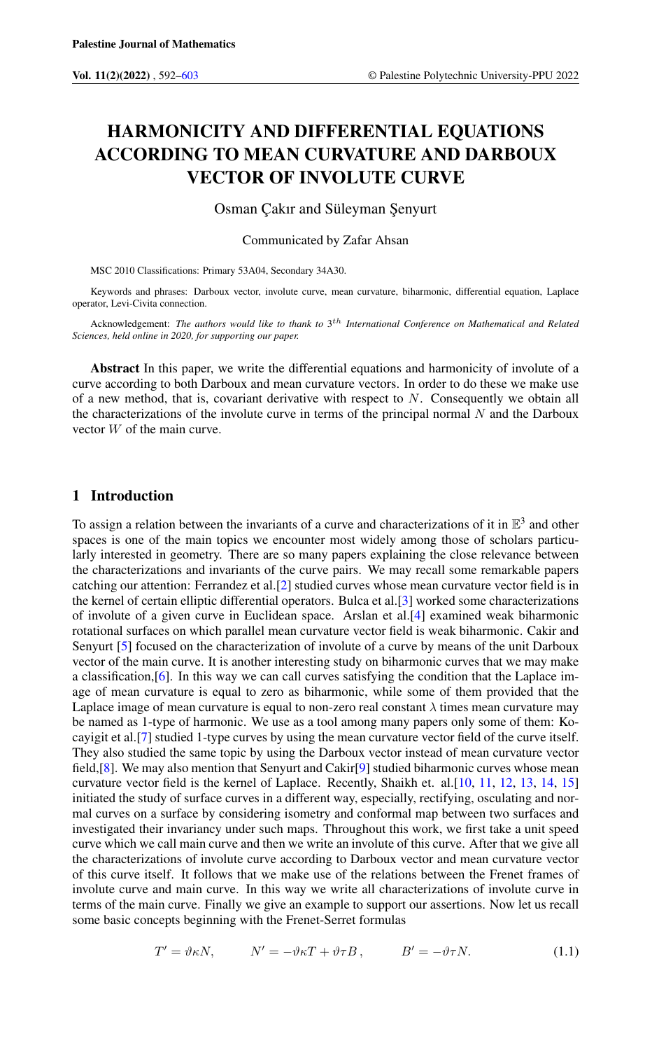# HARMONICITY AND DIFFERENTIAL EQUATIONS ACCORDING TO MEAN CURVATURE AND DARBOUX VECTOR OF INVOLUTE CURVE

Osman Çakır and Süleyman Şenyurt

Communicated by Zafar Ahsan

MSC 2010 Classifications: Primary 53A04, Secondary 34A30.

Keywords and phrases: Darboux vector, involute curve, mean curvature, biharmonic, differential equation, Laplace operator, Levi-Civita connection.

Acknowledgement: *The authors would like to thank to $3^{th}$ International Conference on Mathematical and Related Sciences, held online in 2020, for supporting our paper.*

**Abstract** In this paper, we write the differential equations and harmonicity of involute of a curve according to both Darboux and mean curvature vectors. In order to do these we make use of a new method, that is, covariant derivative with respect to $N$. Consequently we obtain all the characterizations of the involute curve in terms of the principal normal $N$ and the Darboux vector $W$ of the main curve.

## 1 Introduction

To assign a relation between the invariants of a curve and characterizations of it in $\mathbb{E}^3$ and other spaces is one of the main topics we encounter most widely among those of scholars particularly interested in geometry. There are so many papers explaining the close relevance between the characterizations and invariants of the curve pairs. We may recall some remarkable papers catching our attention: Ferrandez et al.[2] studied curves whose mean curvature vector field is in the kernel of certain elliptic differential operators. Bulca et al.[3] worked some characterizations of involute of a given curve in Euclidean space. Arslan et al.[4] examined weak biharmonic rotational surfaces on which parallel mean curvature vector field is weak biharmonic. Cakir and Senyurt [5] focused on the characterization of involute of a curve by means of the unit Darboux vector of the main curve. It is another interesting study on biharmonic curves that we may make a classification,[6]. In this way we can call curves satisfying the condition that the Laplace image of mean curvature is equal to zero as biharmonic, while some of them provided that the Laplace image of mean curvature is equal to non-zero real constant $\lambda$ times mean curvature may be named as 1-type of harmonic. We use as a tool among many papers only some of them: Kocayigit et al.[7] studied 1-type curves by using the mean curvature vector field of the curve itself. They also studied the same topic by using the Darboux vector instead of mean curvature vector field,[8]. We may also mention that Senyurt and Cakir[9] studied biharmonic curves whose mean curvature vector field is the kernel of Laplace. Recently, Shaikh et. al.[10, 11, 12, 13, 14, 15] initiated the study of surface curves in a different way, especially, rectifying, osculating and normal curves on a surface by considering isometry and conformal map between two surfaces and investigated their invariancy under such maps. Throughout this work, we first take a unit speed curve which we call main curve and then we write an involute of this curve. After that we give all the characterizations of involute curve according to Darboux vector and mean curvature vector of this curve itself. It follows that we make use of the relations between the Frenet frames of involute curve and main curve. In this way we write all characterizations of involute curve in terms of the main curve. Finally we give an example to support our assertions. Now let us recall some basic concepts beginning with the Frenet-Serret formulas

$$T' = \vartheta\kappa N, \qquad N' = -\vartheta\kappa T + \vartheta\tau B, \qquad B' = -\vartheta\tau N. \tag{1.1}$$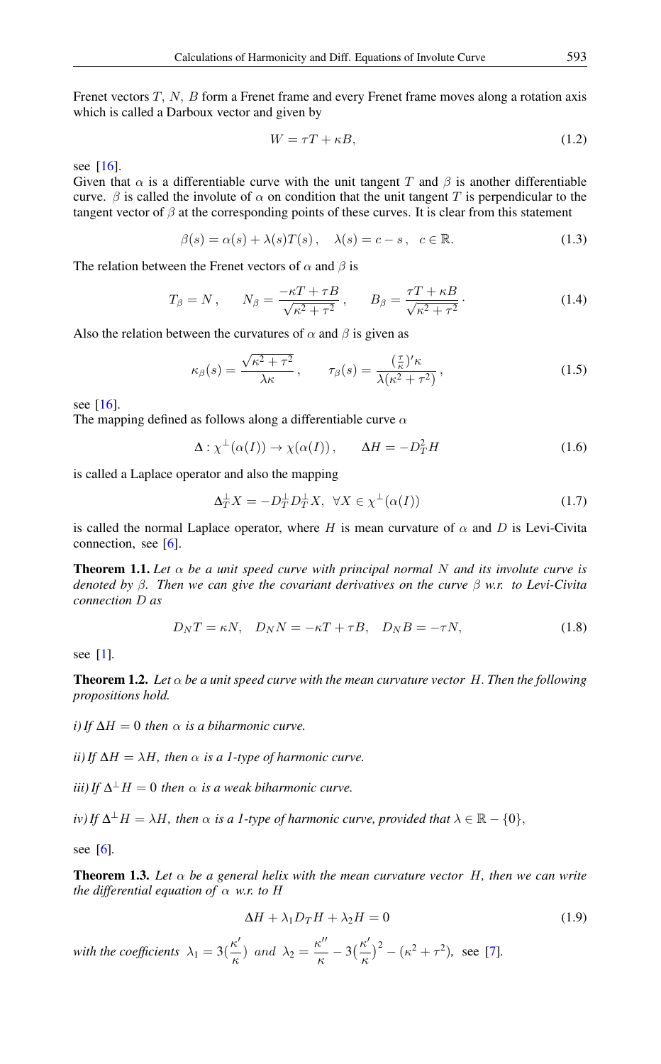Frenet vectors $T$, $N$, $B$ form a Frenet frame and every Frenet frame moves along a rotation axis which is called a Darboux vector and given by

$$W = \tau T + \kappa B, \tag{1.2}$$

see [16].
Given that $\alpha$ is a differentiable curve with the unit tangent $T$ and $\beta$ is another differentiable curve. $\beta$ is called the involute of $\alpha$ on condition that the unit tangent $T$ is perpendicular to the tangent vector of $\beta$ at the corresponding points of these curves. It is clear from this statement

$$\beta(s) = \alpha(s) + \lambda(s)T(s), \quad \lambda(s) = c - s, \quad c \in \mathbb{R}. \tag{1.3}$$

The relation between the Frenet vectors of $\alpha$ and $\beta$ is

$$T_\beta = N, \qquad N_\beta = \frac{-\kappa T + \tau B}{\sqrt{\kappa^2 + \tau^2}}, \qquad B_\beta = \frac{\tau T + \kappa B}{\sqrt{\kappa^2 + \tau^2}}. \tag{1.4}$$

Also the relation between the curvatures of $\alpha$ and $\beta$ is given as

$$\kappa_\beta(s) = \frac{\sqrt{\kappa^2 + \tau^2}}{\lambda \kappa}, \qquad \tau_\beta(s) = \frac{(\frac{\tau}{\kappa})' \kappa}{\lambda(\kappa^2 + \tau^2)}, \tag{1.5}$$

see [16].
The mapping defined as follows along a differentiable curve $\alpha$

$$\Delta : \chi^\perp(\alpha(I)) \to \chi(\alpha(I)), \qquad \Delta H = -D_T^2 H \tag{1.6}$$

is called a Laplace operator and also the mapping

$$\Delta_T^\perp X = -D_T^\perp D_T^\perp X, \ \ \forall X \in \chi^\perp(\alpha(I)) \tag{1.7}$$

is called the normal Laplace operator, where $H$ is mean curvature of $\alpha$ and $D$ is Levi-Civita connection, see [6].

**Theorem 1.1.** *Let $\alpha$ be a unit speed curve with principal normal $N$ and its involute curve is denoted by $\beta$. Then we can give the covariant derivatives on the curve $\beta$ w.r. to Levi-Civita connection $D$ as*

$$D_N T = \kappa N, \quad D_N N = -\kappa T + \tau B, \quad D_N B = -\tau N, \tag{1.8}$$

see [1].

**Theorem 1.2.** *Let $\alpha$ be a unit speed curve with the mean curvature vector $H$. Then the following propositions hold.*

*i) If $\Delta H = 0$ then $\alpha$ is a biharmonic curve.*

*ii) If $\Delta H = \lambda H$, then $\alpha$ is a 1-type of harmonic curve.*

*iii) If $\Delta^\perp H = 0$ then $\alpha$ is a weak biharmonic curve.*

*iv) If $\Delta^\perp H = \lambda H$, then $\alpha$ is a 1-type of harmonic curve, provided that $\lambda \in \mathbb{R} - \{0\}$,*

see [6].

**Theorem 1.3.** *Let $\alpha$ be a general helix with the mean curvature vector $H$, then we can write the differential equation of $\alpha$ w.r. to $H$*

$$\Delta H + \lambda_1 D_T H + \lambda_2 H = 0 \tag{1.9}$$

*with the coefficients* $\lambda_1 = 3(\frac{\kappa'}{\kappa})$ *and* $\lambda_2 = \frac{\kappa''}{\kappa} - 3(\frac{\kappa'}{\kappa})^2 - (\kappa^2 + \tau^2)$, see [7].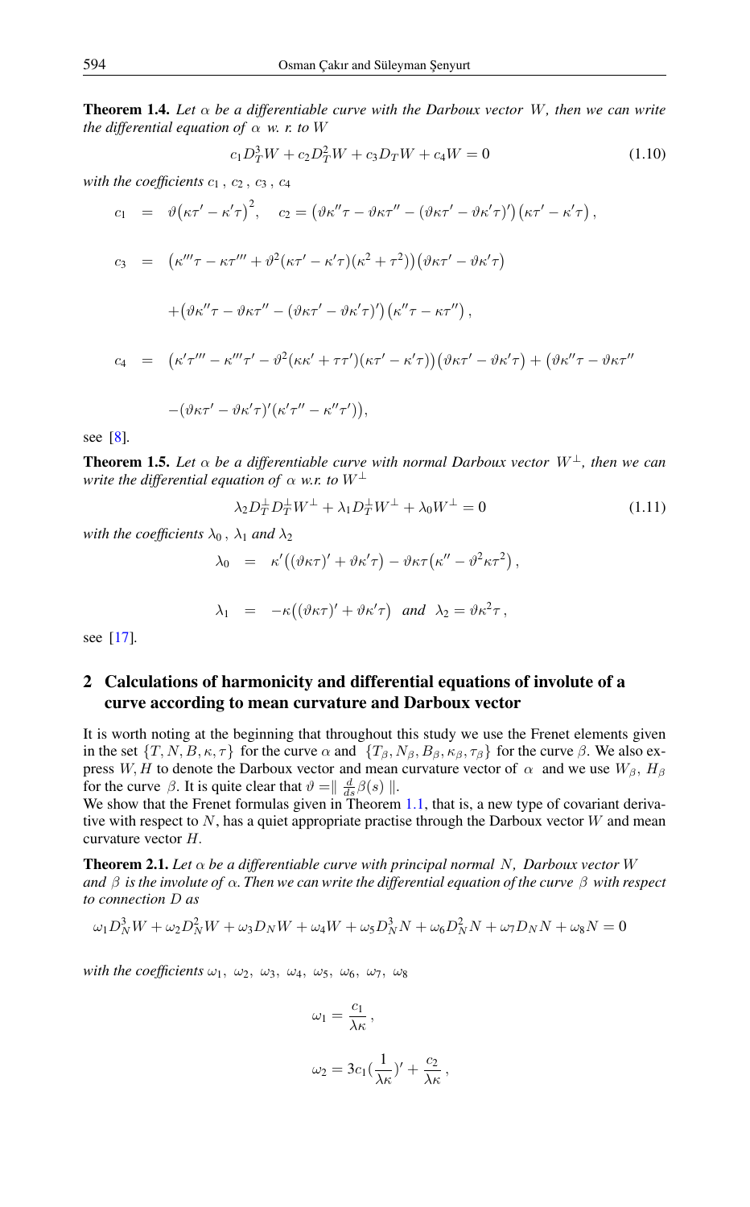**Theorem 1.4.** *Let $\alpha$ be a differentiable curve with the Darboux vector $W$, then we can write the differential equation of $\alpha$ w. r. to $W$*

$$c_1 D_T^3 W + c_2 D_T^2 W + c_3 D_T W + c_4 W = 0 \tag{1.10}$$

*with the coefficients $c_1$, $c_2$, $c_3$, $c_4$*

$$\begin{aligned}
c_1 &= \vartheta\big(\kappa\tau' - \kappa'\tau\big)^2, \quad c_2 = \big(\vartheta\kappa''\tau - \vartheta\kappa\tau'' - (\vartheta\kappa\tau' - \vartheta\kappa'\tau)'\big)\big(\kappa\tau' - \kappa'\tau\big), \\
c_3 &= \big(\kappa'''\tau - \kappa\tau''' + \vartheta^2(\kappa\tau' - \kappa'\tau)(\kappa^2 + \tau^2)\big)\big(\vartheta\kappa\tau' - \vartheta\kappa'\tau\big) \\
&\quad + \big(\vartheta\kappa''\tau - \vartheta\kappa\tau'' - (\vartheta\kappa\tau' - \vartheta\kappa'\tau)'\big)\big(\kappa''\tau - \kappa\tau''\big), \\
c_4 &= \big(\kappa'\tau''' - \kappa'''\tau' - \vartheta^2(\kappa\kappa' + \tau\tau')(\kappa\tau' - \kappa'\tau)\big)\big(\vartheta\kappa\tau' - \vartheta\kappa'\tau\big) + \big(\vartheta\kappa''\tau - \vartheta\kappa\tau'' \\
&\quad - (\vartheta\kappa\tau' - \vartheta\kappa'\tau)'(\kappa'\tau'' - \kappa''\tau')\big),
\end{aligned}$$

see [8].

**Theorem 1.5.** *Let $\alpha$ be a differentiable curve with normal Darboux vector $W^{\perp}$, then we can write the differential equation of $\alpha$ w.r. to $W^{\perp}$*

$$\lambda_2 D_T^{\perp} D_T^{\perp} W^{\perp} + \lambda_1 D_T^{\perp} W^{\perp} + \lambda_0 W^{\perp} = 0 \tag{1.11}$$

*with the coefficients $\lambda_0$, $\lambda_1$ and $\lambda_2$*

$$\begin{aligned}
\lambda_0 &= \kappa'\big((\vartheta\kappa\tau)' + \vartheta\kappa'\tau\big) - \vartheta\kappa\tau\big(\kappa'' - \vartheta^2\kappa\tau^2\big), \\
\lambda_1 &= -\kappa\big((\vartheta\kappa\tau)' + \vartheta\kappa'\tau\big) \quad \text{and} \quad \lambda_2 = \vartheta\kappa^2\tau,
\end{aligned}$$

see [17].

## 2 Calculations of harmonicity and differential equations of involute of a curve according to mean curvature and Darboux vector

It is worth noting at the beginning that throughout this study we use the Frenet elements given in the set $\{T, N, B, \kappa, \tau\}$ for the curve $\alpha$ and $\{T_\beta, N_\beta, B_\beta, \kappa_\beta, \tau_\beta\}$ for the curve $\beta$. We also express $W, H$ to denote the Darboux vector and mean curvature vector of $\alpha$ and we use $W_\beta$, $H_\beta$ for the curve $\beta$. It is quite clear that $\vartheta = \| \frac{d}{ds}\beta(s) \|$.
We show that the Frenet formulas given in Theorem 1.1, that is, a new type of covariant derivative with respect to $N$, has a quiet appropriate practise through the Darboux vector $W$ and mean curvature vector $H$.

**Theorem 2.1.** *Let $\alpha$ be a differentiable curve with principal normal $N$, Darboux vector $W$ and $\beta$ is the involute of $\alpha$. Then we can write the differential equation of the curve $\beta$ with respect to connection $D$ as*

$$\omega_1 D_N^3 W + \omega_2 D_N^2 W + \omega_3 D_N W + \omega_4 W + \omega_5 D_N^3 N + \omega_6 D_N^2 N + \omega_7 D_N N + \omega_8 N = 0$$

*with the coefficients $\omega_1$, $\omega_2$, $\omega_3$, $\omega_4$, $\omega_5$, $\omega_6$, $\omega_7$, $\omega_8$*

$$\omega_1 = \frac{c_1}{\lambda\kappa},$$

$$\omega_2 = 3c_1\Big(\frac{1}{\lambda\kappa}\Big)' + \frac{c_2}{\lambda\kappa},$$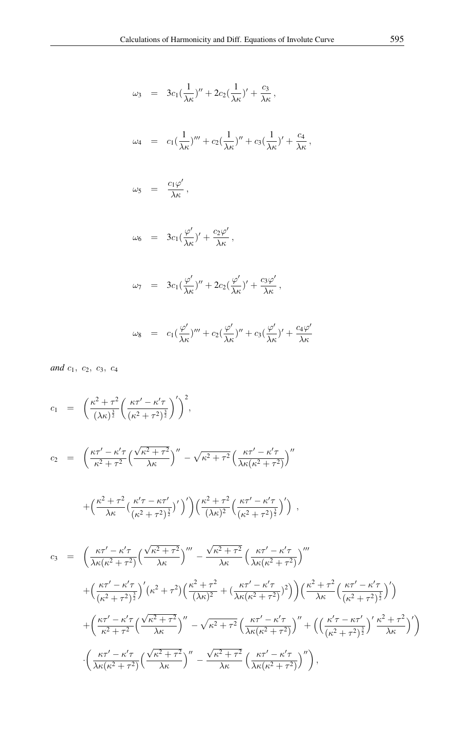$$\omega_3 = 3c_1(\frac{1}{\lambda\kappa})'' + 2c_2(\frac{1}{\lambda\kappa})' + \frac{c_3}{\lambda\kappa},$$

$$\omega_4 = c_1(\frac{1}{\lambda\kappa})''' + c_2(\frac{1}{\lambda\kappa})'' + c_3(\frac{1}{\lambda\kappa})' + \frac{c_4}{\lambda\kappa},$$

$$\omega_5 = \frac{c_1\varphi'}{\lambda\kappa},$$

$$\omega_6 = 3c_1(\frac{\varphi'}{\lambda\kappa})' + \frac{c_2\varphi'}{\lambda\kappa},$$

$$\omega_7 = 3c_1(\frac{\varphi'}{\lambda\kappa})'' + 2c_2(\frac{\varphi'}{\lambda\kappa})' + \frac{c_3\varphi'}{\lambda\kappa},$$

$$\omega_8 = c_1(\frac{\varphi'}{\lambda\kappa})''' + c_2(\frac{\varphi'}{\lambda\kappa})'' + c_3(\frac{\varphi'}{\lambda\kappa})' + \frac{c_4\varphi'}{\lambda\kappa}$$

*and* $c_1,\ c_2,\ c_3,\ c_4$

$$c_1 = \Big(\frac{\kappa^2+\tau^2}{(\lambda\kappa)^{\frac{3}{2}}}\Big(\frac{\kappa\tau'-\kappa'\tau}{(\kappa^2+\tau^2)^{\frac{3}{2}}}\Big)'\Big)^2,$$

$$c_2 = \Big(\frac{\kappa\tau'-\kappa'\tau}{\kappa^2+\tau^2}\Big(\frac{\sqrt{\kappa^2+\tau^2}}{\lambda\kappa}\Big)'' - \sqrt{\kappa^2+\tau^2}\Big(\frac{\kappa\tau'-\kappa'\tau}{\lambda\kappa(\kappa^2+\tau^2)}\Big)''$$

$$+\Big(\frac{\kappa^2+\tau^2}{\lambda\kappa}\big(\frac{\kappa'\tau-\kappa\tau'}{(\kappa^2+\tau^2)^{\frac{3}{2}}}\big)'\Big)'\Big)\Big(\frac{\kappa^2+\tau^2}{(\lambda\kappa)^2}\Big(\frac{\kappa\tau'-\kappa'\tau}{(\kappa^2+\tau^2)^{\frac{3}{2}}}\Big)'\Big)\ ,$$

$$c_3 = \Big(\frac{\kappa\tau'-\kappa'\tau}{\lambda\kappa(\kappa^2+\tau^2)}\Big(\frac{\sqrt{\kappa^2+\tau^2}}{\lambda\kappa}\Big)''' - \frac{\sqrt{\kappa^2+\tau^2}}{\lambda\kappa}\Big(\frac{\kappa\tau'-\kappa'\tau}{\lambda\kappa(\kappa^2+\tau^2)}\Big)'''$$

$$+\Big(\frac{\kappa\tau'-\kappa'\tau}{(\kappa^2+\tau^2)^{\frac{3}{2}}}\Big)'\big(\kappa^2+\tau^2\big)\Big(\frac{\kappa^2+\tau^2}{(\lambda\kappa)^2}+\big(\frac{\kappa\tau'-\kappa'\tau}{\lambda\kappa(\kappa^2+\tau^2)}\big)^2\Big)\Big)\Big(\frac{\kappa^2+\tau^2}{\lambda\kappa}\Big(\frac{\kappa\tau'-\kappa'\tau}{(\kappa^2+\tau^2)^{\frac{3}{2}}}\Big)'\Big)$$

$$+\Big(\frac{\kappa\tau'-\kappa'\tau}{\kappa^2+\tau^2}\Big(\frac{\sqrt{\kappa^2+\tau^2}}{\lambda\kappa}\Big)'' - \sqrt{\kappa^2+\tau^2}\,\Big(\frac{\kappa\tau'-\kappa'\tau}{\lambda\kappa(\kappa^2+\tau^2)}\Big)'' + \Big(\Big(\frac{\kappa'\tau-\kappa\tau'}{(\kappa^2+\tau^2)^{\frac{3}{2}}}\Big)'\,\frac{\kappa^2+\tau^2}{\lambda\kappa}\Big)'\Big)$$

$$\cdot\Big(\frac{\kappa\tau'-\kappa'\tau}{\lambda\kappa(\kappa^2+\tau^2)}\Big(\frac{\sqrt{\kappa^2+\tau^2}}{\lambda\kappa}\Big)'' - \frac{\sqrt{\kappa^2+\tau^2}}{\lambda\kappa}\,\Big(\frac{\kappa\tau'-\kappa'\tau}{\lambda\kappa(\kappa^2+\tau^2)}\Big)''\Big),$$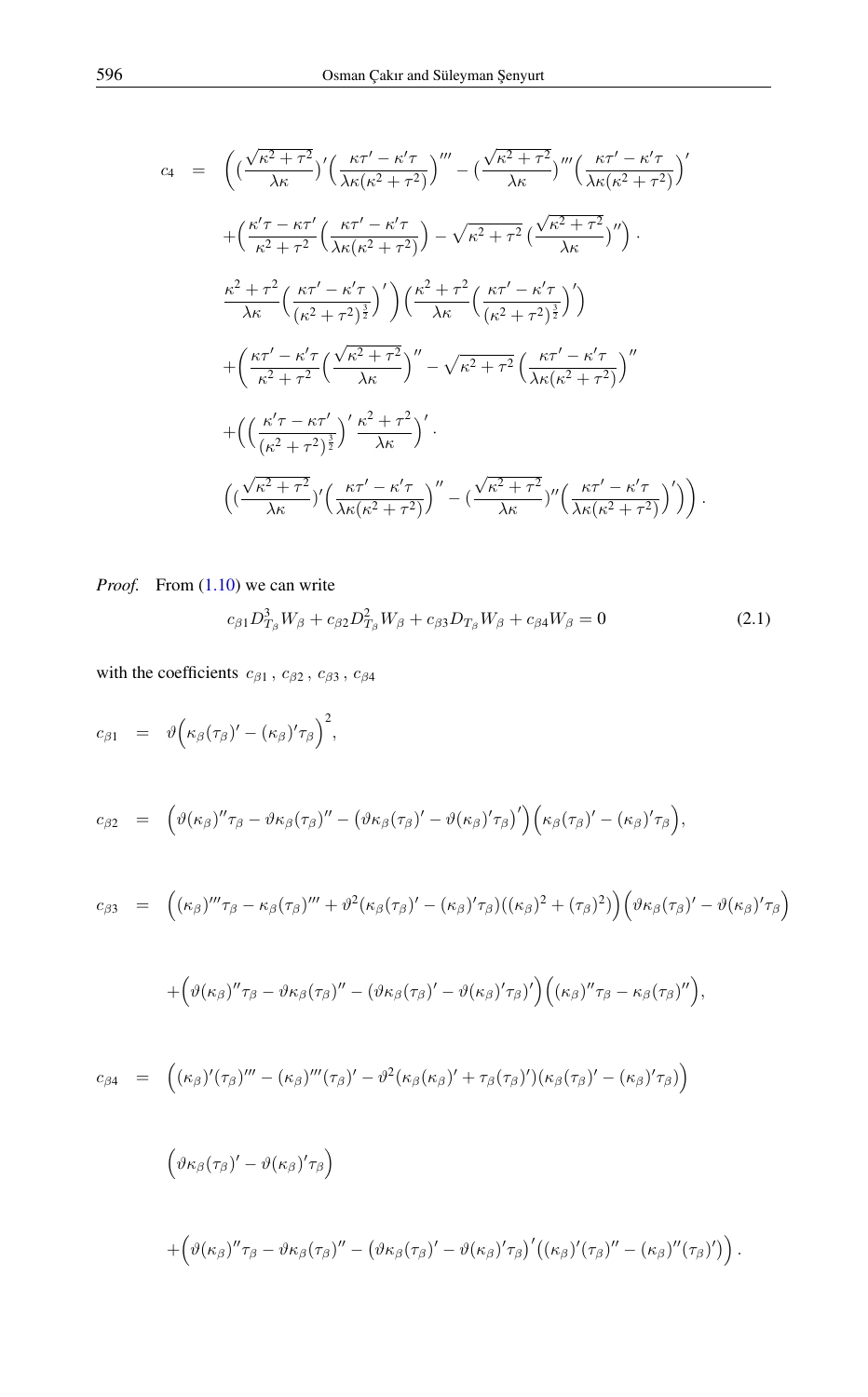$$
\begin{aligned}
c_4 &= \Bigg( \big(\frac{\sqrt{\kappa^2+\tau^2}}{\lambda\kappa}\big)' \Big(\frac{\kappa\tau'-\kappa'\tau}{\lambda\kappa(\kappa^2+\tau^2)}\Big)''' - \big(\frac{\sqrt{\kappa^2+\tau^2}}{\lambda\kappa}\big)''' \Big(\frac{\kappa\tau'-\kappa'\tau}{\lambda\kappa(\kappa^2+\tau^2)}\Big)' \\
&\quad + \Big(\frac{\kappa'\tau-\kappa\tau'}{\kappa^2+\tau^2}\Big(\frac{\kappa\tau'-\kappa'\tau}{\lambda\kappa(\kappa^2+\tau^2)}\Big) - \sqrt{\kappa^2+\tau^2}\,\big(\frac{\sqrt{\kappa^2+\tau^2}}{\lambda\kappa}\big)''\Big) \cdot \\
&\quad \frac{\kappa^2+\tau^2}{\lambda\kappa}\Big(\frac{\kappa\tau'-\kappa'\tau}{(\kappa^2+\tau^2)^{\frac{3}{2}}}\Big)'\Bigg)\Big(\frac{\kappa^2+\tau^2}{\lambda\kappa}\Big(\frac{\kappa\tau'-\kappa'\tau}{(\kappa^2+\tau^2)^{\frac{3}{2}}}\Big)'\Big) \\
&\quad + \Big(\frac{\kappa\tau'-\kappa'\tau}{\kappa^2+\tau^2}\Big(\frac{\sqrt{\kappa^2+\tau^2}}{\lambda\kappa}\Big)'' - \sqrt{\kappa^2+\tau^2}\,\Big(\frac{\kappa\tau'-\kappa'\tau}{\lambda\kappa(\kappa^2+\tau^2)}\Big)'' \\
&\quad + \Big(\Big(\frac{\kappa'\tau-\kappa\tau'}{(\kappa^2+\tau^2)^{\frac{3}{2}}}\Big)'\,\frac{\kappa^2+\tau^2}{\lambda\kappa}\Big)' \cdot \\
&\quad \Big(\big(\frac{\sqrt{\kappa^2+\tau^2}}{\lambda\kappa}\big)'\Big(\frac{\kappa\tau'-\kappa'\tau}{\lambda\kappa(\kappa^2+\tau^2)}\Big)'' - \big(\frac{\sqrt{\kappa^2+\tau^2}}{\lambda\kappa}\big)''\Big(\frac{\kappa\tau'-\kappa'\tau}{\lambda\kappa(\kappa^2+\tau^2)}\Big)'\Big)\Big).
\end{aligned}
$$

*Proof.* From (1.10) we can write

$$
c_{\beta 1} D^3_{T_\beta} W_\beta + c_{\beta 2} D^2_{T_\beta} W_\beta + c_{\beta 3} D_{T_\beta} W_\beta + c_{\beta 4} W_\beta = 0 \tag{2.1}
$$

with the coefficients $c_{\beta 1}$, $c_{\beta 2}$, $c_{\beta 3}$, $c_{\beta 4}$

$$
c_{\beta 1} = \vartheta\Big(\kappa_\beta(\tau_\beta)' - (\kappa_\beta)'\tau_\beta\Big)^2,
$$

$$
c_{\beta 2} = \Big(\vartheta(\kappa_\beta)''\tau_\beta - \vartheta\kappa_\beta(\tau_\beta)'' - \big(\vartheta\kappa_\beta(\tau_\beta)' - \vartheta(\kappa_\beta)'\tau_\beta\big)'\Big)\Big(\kappa_\beta(\tau_\beta)' - (\kappa_\beta)'\tau_\beta\Big),
$$

$$
\begin{aligned}
c_{\beta 3} &= \Big((\kappa_\beta)'''\tau_\beta - \kappa_\beta(\tau_\beta)''' + \vartheta^2(\kappa_\beta(\tau_\beta)' - (\kappa_\beta)'\tau_\beta)((\kappa_\beta)^2 + (\tau_\beta)^2)\Big)\Big(\vartheta\kappa_\beta(\tau_\beta)' - \vartheta(\kappa_\beta)'\tau_\beta\Big) \\
&\quad + \Big(\vartheta(\kappa_\beta)''\tau_\beta - \vartheta\kappa_\beta(\tau_\beta)'' - (\vartheta\kappa_\beta(\tau_\beta)' - \vartheta(\kappa_\beta)'\tau_\beta)'\Big)\Big((\kappa_\beta)''\tau_\beta - \kappa_\beta(\tau_\beta)''\Big),
\end{aligned}
$$

$$
\begin{aligned}
c_{\beta 4} &= \Big((\kappa_\beta)'(\tau_\beta)''' - (\kappa_\beta)'''(\tau_\beta)' - \vartheta^2(\kappa_\beta(\kappa_\beta)' + \tau_\beta(\tau_\beta)')(\kappa_\beta(\tau_\beta)' - (\kappa_\beta)'\tau_\beta)\Big) \\
&\quad \Big(\vartheta\kappa_\beta(\tau_\beta)' - \vartheta(\kappa_\beta)'\tau_\beta\Big) \\
&\quad + \Big(\vartheta(\kappa_\beta)''\tau_\beta - \vartheta\kappa_\beta(\tau_\beta)'' - \big(\vartheta\kappa_\beta(\tau_\beta)' - \vartheta(\kappa_\beta)'\tau_\beta\big)'\big((\kappa_\beta)'(\tau_\beta)'' - (\kappa_\beta)''(\tau_\beta)'\big)\Big).
\end{aligned}
$$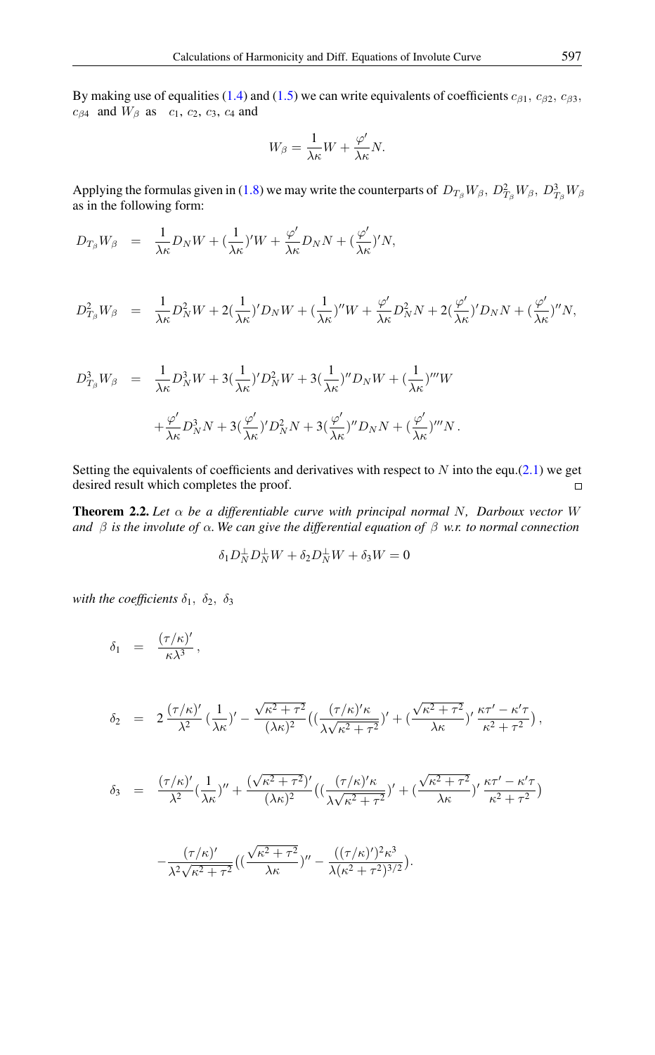By making use of equalities (1.4) and (1.5) we can write equivalents of coefficients $c_{\beta 1}$, $c_{\beta 2}$, $c_{\beta 3}$, $c_{\beta 4}$ and $W_\beta$ as $c_1$, $c_2$, $c_3$, $c_4$ and

$$W_\beta = \frac{1}{\lambda\kappa}W + \frac{\varphi'}{\lambda\kappa}N.$$

Applying the formulas given in (1.8) we may write the counterparts of $D_{T_\beta}W_\beta$, $D^2_{T_\beta}W_\beta$, $D^3_{T_\beta}W_\beta$ as in the following form:

$$D_{T_\beta}W_\beta = \frac{1}{\lambda\kappa}D_N W + (\frac{1}{\lambda\kappa})'W + \frac{\varphi'}{\lambda\kappa}D_N N + (\frac{\varphi'}{\lambda\kappa})'N,$$

$$D^2_{T_\beta}W_\beta = \frac{1}{\lambda\kappa}D^2_N W + 2(\frac{1}{\lambda\kappa})'D_N W + (\frac{1}{\lambda\kappa})''W + \frac{\varphi'}{\lambda\kappa}D^2_N N + 2(\frac{\varphi'}{\lambda\kappa})'D_N N + (\frac{\varphi'}{\lambda\kappa})''N,$$

$$\begin{aligned} D^3_{T_\beta}W_\beta =\ & \frac{1}{\lambda\kappa}D^3_N W + 3(\frac{1}{\lambda\kappa})'D^2_N W + 3(\frac{1}{\lambda\kappa})''D_N W + (\frac{1}{\lambda\kappa})'''W \\ & + \frac{\varphi'}{\lambda\kappa}D^3_N N + 3(\frac{\varphi'}{\lambda\kappa})'D^2_N N + 3(\frac{\varphi'}{\lambda\kappa})''D_N N + (\frac{\varphi'}{\lambda\kappa})'''N\,. \end{aligned}$$

Setting the equivalents of coefficients and derivatives with respect to $N$ into the equ.(2.1) we get desired result which completes the proof. □

**Theorem 2.2.** *Let $\alpha$ be a differentiable curve with principal normal $N$, Darboux vector $W$ and $\beta$ is the involute of $\alpha$. We can give the differential equation of $\beta$ w.r. to normal connection*

$$\delta_1 D^\perp_N D^\perp_N W + \delta_2 D^\perp_N W + \delta_3 W = 0$$

*with the coefficients $\delta_1$, $\delta_2$, $\delta_3$*

$$\delta_1 = \frac{(\tau/\kappa)'}{\kappa\lambda^3}\,,$$

$$\delta_2 = 2\,\frac{(\tau/\kappa)'}{\lambda^2}\,(\frac{1}{\lambda\kappa})' - \frac{\sqrt{\kappa^2+\tau^2}}{(\lambda\kappa)^2}\big((\frac{(\tau/\kappa)'\kappa}{\lambda\sqrt{\kappa^2+\tau^2}})' + (\frac{\sqrt{\kappa^2+\tau^2}}{\lambda\kappa})'\,\frac{\kappa\tau'-\kappa'\tau}{\kappa^2+\tau^2}\big)\,,$$

$$\begin{aligned} \delta_3 =\ & \frac{(\tau/\kappa)'}{\lambda^2}(\frac{1}{\lambda\kappa})'' + \frac{(\sqrt{\kappa^2+\tau^2})'}{(\lambda\kappa)^2}\big((\frac{(\tau/\kappa)'\kappa}{\lambda\sqrt{\kappa^2+\tau^2}})' + (\frac{\sqrt{\kappa^2+\tau^2}}{\lambda\kappa})'\,\frac{\kappa\tau'-\kappa'\tau}{\kappa^2+\tau^2}\big) \\ & - \frac{(\tau/\kappa)'}{\lambda^2\sqrt{\kappa^2+\tau^2}}\big((\frac{\sqrt{\kappa^2+\tau^2}}{\lambda\kappa})'' - \frac{((\tau/\kappa)')^2\kappa^3}{\lambda(\kappa^2+\tau^2)^{3/2}}\big). \end{aligned}$$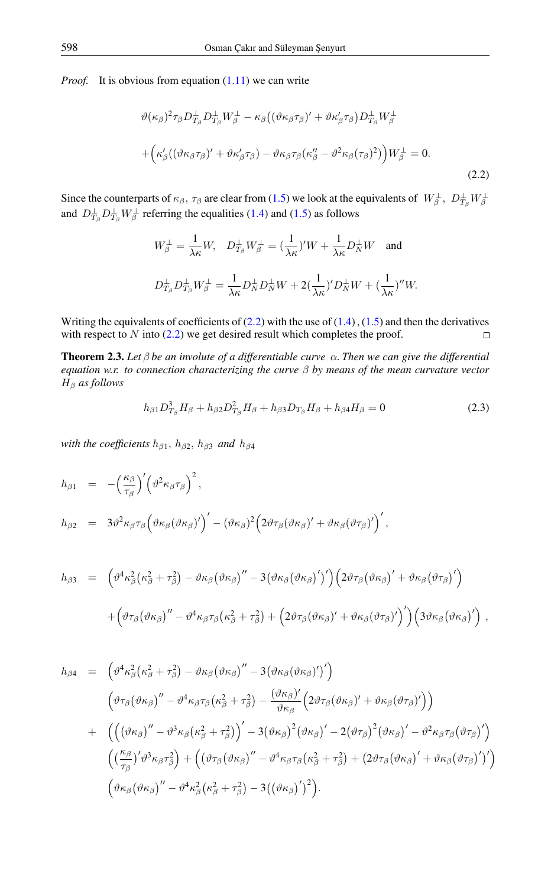*Proof.* It is obvious from equation (1.11) we can write

$$\vartheta(\kappa_\beta)^2\tau_\beta D^\perp_{T_\beta}D^\perp_{T_\beta}W^\perp_\beta - \kappa_\beta\big((\vartheta\kappa_\beta\tau_\beta)' + \vartheta\kappa'_\beta\tau_\beta\big)D^\perp_{T_\beta}W^\perp_\beta$$
$$+\Big(\kappa'_\beta((\vartheta\kappa_\beta\tau_\beta)' + \vartheta\kappa'_\beta\tau_\beta) - \vartheta\kappa_\beta\tau_\beta(\kappa''_\beta - \vartheta^2\kappa_\beta(\tau_\beta)^2)\Big)W^\perp_\beta = 0. \tag{2.2}$$

Since the counterparts of $\kappa_\beta$, $\tau_\beta$ are clear from (1.5) we look at the equivalents of $W^\perp_\beta$, $D^\perp_{T_\beta}W^\perp_\beta$ and $D^\perp_{T_\beta}D^\perp_{T_\beta}W^\perp_\beta$ referring the equalities (1.4) and (1.5) as follows

$$W^\perp_\beta = \frac{1}{\lambda\kappa}W, \quad D^\perp_{T_\beta}W^\perp_\beta = (\frac{1}{\lambda\kappa})'W + \frac{1}{\lambda\kappa}D^\perp_N W \quad \text{and}$$

$$D^\perp_{T_\beta}D^\perp_{T_\beta}W^\perp_\beta = \frac{1}{\lambda\kappa}D^\perp_N D^\perp_N W + 2(\frac{1}{\lambda\kappa})'D^\perp_N W + (\frac{1}{\lambda\kappa})''W.$$

Writing the equivalents of coefficients of (2.2) with the use of (1.4) , (1.5) and then the derivatives with respect to $N$ into (2.2) we get desired result which completes the proof. □

**Theorem 2.3.** *Let $\beta$ be an involute of a differentiable curve $\alpha$. Then we can give the differential equation w.r. to connection characterizing the curve $\beta$ by means of the mean curvature vector $H_\beta$ as follows*

$$h_{\beta1}D^3_{T_\beta}H_\beta + h_{\beta2}D^2_{T_\beta}H_\beta + h_{\beta3}D_{T_\beta}H_\beta + h_{\beta4}H_\beta = 0 \tag{2.3}$$

*with the coefficients $h_{\beta1}$, $h_{\beta2}$, $h_{\beta3}$ and $h_{\beta4}$*

$$h_{\beta1} = -\Big(\frac{\kappa_\beta}{\tau_\beta}\Big)'\Big(\vartheta^2\kappa_\beta\tau_\beta\Big)^2,$$

$$h_{\beta2} = 3\vartheta^2\kappa_\beta\tau_\beta\Big(\vartheta\kappa_\beta\big(\vartheta\kappa_\beta\big)'\Big)' - (\vartheta\kappa_\beta)^2\Big(2\vartheta\tau_\beta(\vartheta\kappa_\beta)' + \vartheta\kappa_\beta\big(\vartheta\tau_\beta\big)'\Big)',$$

$$\begin{aligned}
h_{\beta3} = {} & \Big(\vartheta^4\kappa^2_\beta\big(\kappa^2_\beta+\tau^2_\beta\big) - \vartheta\kappa_\beta\big(\vartheta\kappa_\beta\big)'' - 3\big(\vartheta\kappa_\beta\big(\vartheta\kappa_\beta\big)'\big)'\Big)\Big(2\vartheta\tau_\beta\big(\vartheta\kappa_\beta\big)' + \vartheta\kappa_\beta\big(\vartheta\tau_\beta\big)'\Big) \\
& + \Big(\vartheta\tau_\beta\big(\vartheta\kappa_\beta\big)'' - \vartheta^4\kappa_\beta\tau_\beta\big(\kappa^2_\beta+\tau^2_\beta\big) + \Big(2\vartheta\tau_\beta\big(\vartheta\kappa_\beta\big)' + \vartheta\kappa_\beta\big(\vartheta\tau_\beta\big)'\Big)'\Big)\Big(3\vartheta\kappa_\beta\big(\vartheta\kappa_\beta\big)'\Big),
\end{aligned}$$

$$\begin{aligned}
h_{\beta4} = {} & \Big(\vartheta^4\kappa^2_\beta\big(\kappa^2_\beta+\tau^2_\beta\big) - \vartheta\kappa_\beta\big(\vartheta\kappa_\beta\big)'' - 3\big(\vartheta\kappa_\beta\big(\vartheta\kappa_\beta\big)'\big)'\Big) \\
& \Big(\vartheta\tau_\beta\big(\vartheta\kappa_\beta\big)'' - \vartheta^4\kappa_\beta\tau_\beta\big(\kappa^2_\beta+\tau^2_\beta\big) - \frac{(\vartheta\kappa_\beta)'}{\vartheta\kappa_\beta}\Big(2\vartheta\tau_\beta\big(\vartheta\kappa_\beta\big)' + \vartheta\kappa_\beta\big(\vartheta\tau_\beta\big)'\Big)\Big) \\
+ {} & \Big(\Big(\big(\vartheta\kappa_\beta\big)'' - \vartheta^3\kappa_\beta\big(\kappa^2_\beta+\tau^2_\beta\big)\Big)' - 3\big(\vartheta\kappa_\beta\big)^2\big(\vartheta\kappa_\beta\big)' - 2\big(\vartheta\tau_\beta\big)^2\big(\vartheta\kappa_\beta\big)' - \vartheta^2\kappa_\beta\tau_\beta\big(\vartheta\tau_\beta\big)'\Big) \\
& \Big(\big(\frac{\kappa_\beta}{\tau_\beta}\big)'\vartheta^3\kappa_\beta\tau^2_\beta\Big) + \Big(\Big(\vartheta\tau_\beta\big(\vartheta\kappa_\beta\big)'' - \vartheta^4\kappa_\beta\tau_\beta\big(\kappa^2_\beta+\tau^2_\beta\big) + \big(2\vartheta\tau_\beta\big(\vartheta\kappa_\beta\big)' + \vartheta\kappa_\beta\big(\vartheta\tau_\beta\big)'\big)'\Big) \\
& \Big(\vartheta\kappa_\beta\big(\vartheta\kappa_\beta\big)'' - \vartheta^4\kappa^2_\beta\big(\kappa^2_\beta+\tau^2_\beta\big) - 3\big(\big(\vartheta\kappa_\beta\big)'\big)^2\Big).
\end{aligned}$$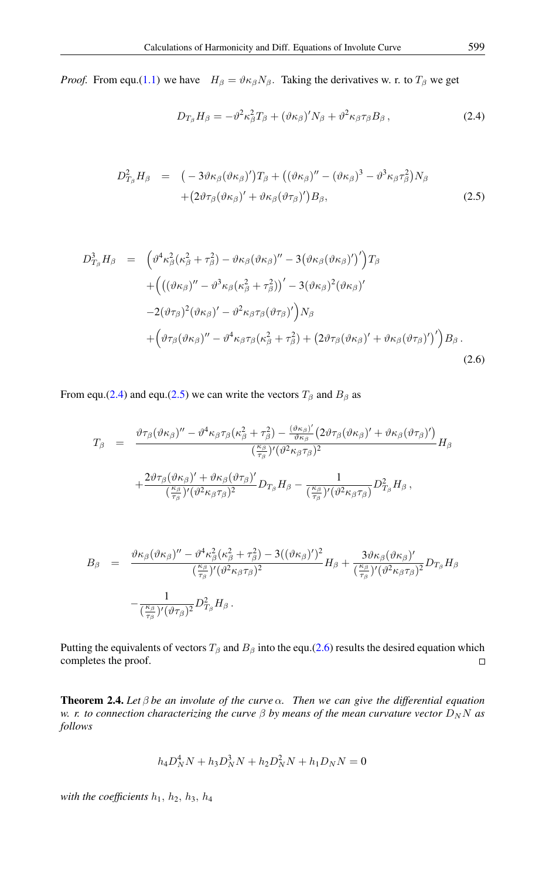*Proof.* From equ.(1.1) we have $H_\beta = \vartheta\kappa_\beta N_\beta$. Taking the derivatives w. r. to $T_\beta$ we get

$$D_{T_\beta} H_\beta = -\vartheta^2\kappa_\beta^2 T_\beta + (\vartheta\kappa_\beta)' N_\beta + \vartheta^2\kappa_\beta\tau_\beta B_\beta\,, \tag{2.4}$$

$$\begin{aligned} D^2_{T_\beta} H_\beta &= \big(-3\vartheta\kappa_\beta(\vartheta\kappa_\beta)'\big)T_\beta + \big((\vartheta\kappa_\beta)'' - (\vartheta\kappa_\beta)^3 - \vartheta^3\kappa_\beta\tau_\beta^2\big)N_\beta \\ &\quad + \big(2\vartheta\tau_\beta(\vartheta\kappa_\beta)' + \vartheta\kappa_\beta(\vartheta\tau_\beta)'\big)B_\beta, \end{aligned} \tag{2.5}$$

$$\begin{aligned} D^3_{T_\beta} H_\beta &= \Big(\vartheta^4\kappa_\beta^2(\kappa_\beta^2+\tau_\beta^2) - \vartheta\kappa_\beta(\vartheta\kappa_\beta)'' - 3\big(\vartheta\kappa_\beta(\vartheta\kappa_\beta)'\big)'\Big)T_\beta \\ &\quad + \Big(\big((\vartheta\kappa_\beta)'' - \vartheta^3\kappa_\beta(\kappa_\beta^2+\tau_\beta^2)\big)' - 3(\vartheta\kappa_\beta)^2(\vartheta\kappa_\beta)' \\ &\quad - 2(\vartheta\tau_\beta)^2(\vartheta\kappa_\beta)' - \vartheta^2\kappa_\beta\tau_\beta(\vartheta\tau_\beta)'\Big)N_\beta \\ &\quad + \Big(\vartheta\tau_\beta(\vartheta\kappa_\beta)'' - \vartheta^4\kappa_\beta\tau_\beta(\kappa_\beta^2+\tau_\beta^2) + \big(2\vartheta\tau_\beta(\vartheta\kappa_\beta)' + \vartheta\kappa_\beta(\vartheta\tau_\beta)'\big)'\Big)B_\beta\,. \end{aligned} \tag{2.6}$$

From equ.(2.4) and equ.(2.5) we can write the vectors $T_\beta$ and $B_\beta$ as

$$\begin{aligned} T_\beta &= \frac{\vartheta\tau_\beta(\vartheta\kappa_\beta)'' - \vartheta^4\kappa_\beta\tau_\beta(\kappa_\beta^2+\tau_\beta^2) - \frac{(\vartheta\kappa_\beta)'}{\vartheta\kappa_\beta}\big(2\vartheta\tau_\beta(\vartheta\kappa_\beta)' + \vartheta\kappa_\beta(\vartheta\tau_\beta)'\big)}{(\frac{\kappa_\beta}{\tau_\beta})'(\vartheta^2\kappa_\beta\tau_\beta)^2}H_\beta \\ &\quad + \frac{2\vartheta\tau_\beta(\vartheta\kappa_\beta)' + \vartheta\kappa_\beta(\vartheta\tau_\beta)'}{(\frac{\kappa_\beta}{\tau_\beta})'(\vartheta^2\kappa_\beta\tau_\beta)^2}D_{T_\beta}H_\beta - \frac{1}{(\frac{\kappa_\beta}{\tau_\beta})'(\vartheta^2\kappa_\beta\tau_\beta)}D^2_{T_\beta}H_\beta\,, \end{aligned}$$

$$\begin{aligned} B_\beta &= \frac{\vartheta\kappa_\beta(\vartheta\kappa_\beta)'' - \vartheta^4\kappa_\beta^2(\kappa_\beta^2+\tau_\beta^2) - 3((\vartheta\kappa_\beta)')^2}{(\frac{\kappa_\beta}{\tau_\beta})'(\vartheta^2\kappa_\beta\tau_\beta)^2}H_\beta + \frac{3\vartheta\kappa_\beta(\vartheta\kappa_\beta)'}{(\frac{\kappa_\beta}{\tau_\beta})'(\vartheta^2\kappa_\beta\tau_\beta)^2}D_{T_\beta}H_\beta \\ &\quad - \frac{1}{(\frac{\kappa_\beta}{\tau_\beta})'(\vartheta\tau_\beta)^2}D^2_{T_\beta}H_\beta\,. \end{aligned}$$

Putting the equivalents of vectors $T_\beta$ and $B_\beta$ into the equ.(2.6) results the desired equation which completes the proof. □

**Theorem 2.4.** *Let $\beta$ be an involute of the curve $\alpha$. Then we can give the differential equation w. r. to connection characterizing the curve $\beta$ by means of the mean curvature vector $D_N N$ as follows*

$$h_4 D_N^4 N + h_3 D_N^3 N + h_2 D_N^2 N + h_1 D_N N = 0$$

*with the coefficients $h_1$, $h_2$, $h_3$, $h_4$*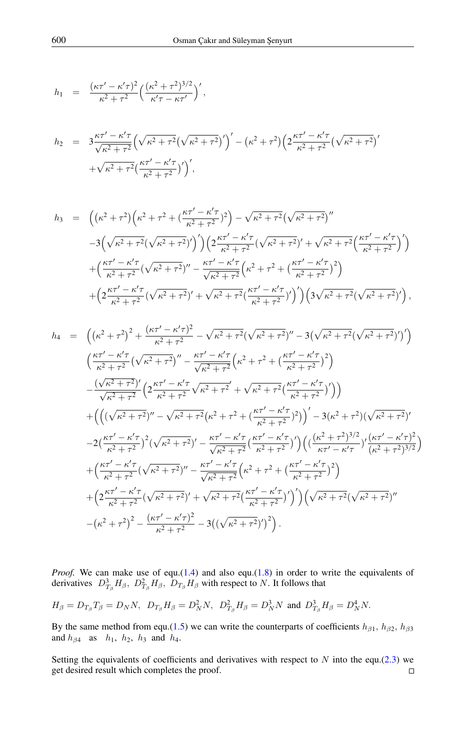$$h_1 = \frac{(\kappa\tau' - \kappa'\tau)^2}{\kappa^2+\tau^2}\Big(\frac{(\kappa^2+\tau^2)^{3/2}}{\kappa'\tau - \kappa\tau'}\Big)',$$

$$\begin{aligned} h_2 &= 3\frac{\kappa\tau' - \kappa'\tau}{\sqrt{\kappa^2+\tau^2}}\Big(\sqrt{\kappa^2+\tau^2}\big(\sqrt{\kappa^2+\tau^2}\big)'\Big)' - \big(\kappa^2+\tau^2\big)\Big(2\frac{\kappa\tau' - \kappa'\tau}{\kappa^2+\tau^2}\big(\sqrt{\kappa^2+\tau^2}\big)' \\ &\quad + \sqrt{\kappa^2+\tau^2}\big(\frac{\kappa\tau' - \kappa'\tau}{\kappa^2+\tau^2}\big)'\Big)', \end{aligned}$$

$$\begin{aligned} h_3 &= \Big(\big(\kappa^2+\tau^2\big)\Big(\kappa^2+\tau^2+\big(\frac{\kappa\tau' - \kappa'\tau}{\kappa^2+\tau^2}\big)^2\Big) - \sqrt{\kappa^2+\tau^2}\big(\sqrt{\kappa^2+\tau^2}\big)'' \\ &\quad -3\Big(\sqrt{\kappa^2+\tau^2}\big(\sqrt{\kappa^2+\tau^2}\big)'\Big)'\Big)\Big(2\frac{\kappa\tau' - \kappa'\tau}{\kappa^2+\tau^2}\big(\sqrt{\kappa^2+\tau^2}\big)' + \sqrt{\kappa^2+\tau^2}\Big(\frac{\kappa\tau' - \kappa'\tau}{\kappa^2+\tau^2}\Big)'\Big) \\ &\quad +\Big(\frac{\kappa\tau' - \kappa'\tau}{\kappa^2+\tau^2}\big(\sqrt{\kappa^2+\tau^2}\big)'' - \frac{\kappa\tau' - \kappa'\tau}{\sqrt{\kappa^2+\tau^2}}\Big(\kappa^2+\tau^2+\big(\frac{\kappa\tau' - \kappa'\tau}{\kappa^2+\tau^2}\big)^2\Big) \\ &\quad +\Big(2\frac{\kappa\tau' - \kappa'\tau}{\kappa^2+\tau^2}\big(\sqrt{\kappa^2+\tau^2}\big)' + \sqrt{\kappa^2+\tau^2}\big(\frac{\kappa\tau' - \kappa'\tau}{\kappa^2+\tau^2}\big)'\Big)'\Big)\Big(3\sqrt{\kappa^2+\tau^2}\big(\sqrt{\kappa^2+\tau^2}\big)'\Big), \end{aligned}$$

$$\begin{aligned} h_4 &= \Big(\big(\kappa^2+\tau^2\big)^2 + \frac{(\kappa\tau' - \kappa'\tau)^2}{\kappa^2+\tau^2} - \sqrt{\kappa^2+\tau^2}\big(\sqrt{\kappa^2+\tau^2}\big)'' - 3\big(\sqrt{\kappa^2+\tau^2}\big(\sqrt{\kappa^2+\tau^2}\big)'\big)'\Big) \\ &\quad \Big(\frac{\kappa\tau' - \kappa'\tau}{\kappa^2+\tau^2}\big(\sqrt{\kappa^2+\tau^2}\big)'' - \frac{\kappa\tau' - \kappa'\tau}{\sqrt{\kappa^2+\tau^2}}\Big(\kappa^2+\tau^2+\big(\frac{\kappa\tau' - \kappa'\tau}{\kappa^2+\tau^2}\big)^2\Big) \\ &\quad -\frac{(\sqrt{\kappa^2+\tau^2})'}{\sqrt{\kappa^2+\tau^2}}\Big(2\frac{\kappa\tau' - \kappa'\tau}{\kappa^2+\tau^2}\sqrt{\kappa^2+\tau^2}' + \sqrt{\kappa^2+\tau^2}\big(\frac{\kappa\tau' - \kappa'\tau}{\kappa^2+\tau^2}\big)'\Big)\Big) \\ &\quad +\Big(\Big(\big(\sqrt{\kappa^2+\tau^2}\big)'' - \sqrt{\kappa^2+\tau^2}\big(\kappa^2+\tau^2+\big(\frac{\kappa\tau' - \kappa'\tau}{\kappa^2+\tau^2}\big)^2\big)\Big)' - 3\big(\kappa^2+\tau^2\big)\big(\sqrt{\kappa^2+\tau^2}\big)' \\ &\quad -2\big(\frac{\kappa\tau' - \kappa'\tau}{\kappa^2+\tau^2}\big)^2\big(\sqrt{\kappa^2+\tau^2}\big)' - \frac{\kappa\tau' - \kappa'\tau}{\sqrt{\kappa^2+\tau^2}}\big(\frac{\kappa\tau' - \kappa'\tau}{\kappa^2+\tau^2}\big)'\Big)\Big(\big(\frac{(\kappa^2+\tau^2)^{3/2}}{\kappa\tau' - \kappa'\tau}\big)'\frac{(\kappa\tau' - \kappa'\tau)^2}{(\kappa^2+\tau^2)^{3/2}}\Big) \\ &\quad +\Big(\frac{\kappa\tau' - \kappa'\tau}{\kappa^2+\tau^2}\big(\sqrt{\kappa^2+\tau^2}\big)'' - \frac{\kappa\tau' - \kappa'\tau}{\sqrt{\kappa^2+\tau^2}}\Big(\kappa^2+\tau^2+\big(\frac{\kappa\tau' - \kappa'\tau}{\kappa^2+\tau^2}\big)^2\Big) \\ &\quad +\Big(2\frac{\kappa\tau' - \kappa'\tau}{\kappa^2+\tau^2}\big(\sqrt{\kappa^2+\tau^2}\big)' + \sqrt{\kappa^2+\tau^2}\big(\frac{\kappa\tau' - \kappa'\tau}{\kappa^2+\tau^2}\big)'\Big)'\Big)\Big(\sqrt{\kappa^2+\tau^2}\big(\sqrt{\kappa^2+\tau^2}\big)'' \\ &\quad -\big(\kappa^2+\tau^2\big)^2 - \frac{(\kappa\tau' - \kappa'\tau)^2}{\kappa^2+\tau^2} - 3\big(\big(\sqrt{\kappa^2+\tau^2}\big)'\big)^2\Big). \end{aligned}$$

*Proof.* We can make use of equ.(1.4) and also equ.(1.8) in order to write the equivalents of derivatives $D^3_{T_\beta}H_\beta,\ D^2_{T_\beta}H_\beta,\ D_{T_\beta}H_\beta$ with respect to $N$. It follows that

$H_\beta = D_{T_\beta}T_\beta = D_N N,\ \ D_{T_\beta}H_\beta = D^2_N N,\ \ D^2_{T_\beta}H_\beta = D^3_N N$ and $D^3_{T_\beta}H_\beta = D^4_N N.$

By the same method from equ.(1.5) we can write the counterparts of coefficients $h_{\beta 1},\ h_{\beta 2},\ h_{\beta 3}$ and $h_{\beta 4}$ as $h_1,\ h_2,\ h_3$ and $h_4$.

Setting the equivalents of coefficients and derivatives with respect to $N$ into the equ.(2.3) we get desired result which completes the proof. □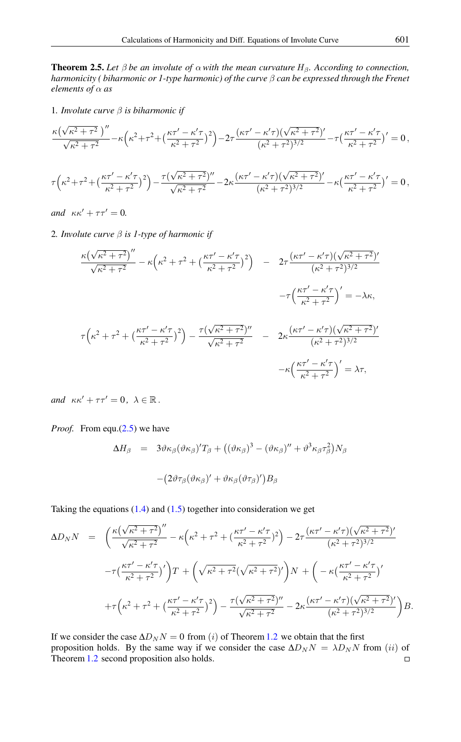**Theorem 2.5.** *Let $\beta$ be an involute of $\alpha$ with the mean curvature $H_\beta$. According to connection, harmonicity ( biharmonic or 1-type harmonic) of the curve $\beta$ can be expressed through the Frenet elements of $\alpha$ as*

1. *Involute curve $\beta$ is biharmonic if*

$$\frac{\kappa\big(\sqrt{\kappa^2+\tau^2}\,\big)''}{\sqrt{\kappa^2+\tau^2}}-\kappa\Big(\kappa^2+\tau^2+\big(\frac{\kappa\tau'-\kappa'\tau}{\kappa^2+\tau^2}\big)^2\Big)-2\tau\frac{(\kappa\tau'-\kappa'\tau)(\sqrt{\kappa^2+\tau^2})'}{(\kappa^2+\tau^2)^{3/2}}-\tau\big(\frac{\kappa\tau'-\kappa'\tau}{\kappa^2+\tau^2}\big)'=0\,,$$

$$\tau\Big(\kappa^2+\tau^2+\big(\frac{\kappa\tau'-\kappa'\tau}{\kappa^2+\tau^2}\big)^2\Big)-\frac{\tau(\sqrt{\kappa^2+\tau^2})''}{\sqrt{\kappa^2+\tau^2}}-2\kappa\frac{(\kappa\tau'-\kappa'\tau)(\sqrt{\kappa^2+\tau^2})'}{(\kappa^2+\tau^2)^{3/2}}-\kappa\big(\frac{\kappa\tau'-\kappa'\tau}{\kappa^2+\tau^2}\big)'=0\,,$$

*and* $\kappa\kappa'+\tau\tau'=0$.

2. *Involute curve $\beta$ is 1-type of harmonic if*

$$\frac{\kappa\big(\sqrt{\kappa^2+\tau^2}\big)''}{\sqrt{\kappa^2+\tau^2}}-\kappa\Big(\kappa^2+\tau^2+\big(\frac{\kappa\tau'-\kappa'\tau}{\kappa^2+\tau^2}\big)^2\Big)-2\tau\frac{(\kappa\tau'-\kappa'\tau)(\sqrt{\kappa^2+\tau^2})'}{(\kappa^2+\tau^2)^{3/2}}-\tau\Big(\frac{\kappa\tau'-\kappa'\tau}{\kappa^2+\tau^2}\Big)'=-\lambda\kappa,$$

$$\tau\Big(\kappa^2+\tau^2+\big(\frac{\kappa\tau'-\kappa'\tau}{\kappa^2+\tau^2}\big)^2\Big)-\frac{\tau(\sqrt{\kappa^2+\tau^2})''}{\sqrt{\kappa^2+\tau^2}}-2\kappa\frac{(\kappa\tau'-\kappa'\tau)(\sqrt{\kappa^2+\tau^2})'}{(\kappa^2+\tau^2)^{3/2}}-\kappa\Big(\frac{\kappa\tau'-\kappa'\tau}{\kappa^2+\tau^2}\Big)'=\lambda\tau,$$

*and* $\kappa\kappa'+\tau\tau'=0\,,\ \lambda\in\mathbb{R}\,.$

*Proof.* From equ.(2.5) we have

$$\Delta H_\beta = 3\vartheta\kappa_\beta(\vartheta\kappa_\beta)'T_\beta+\big((\vartheta\kappa_\beta)^3-(\vartheta\kappa_\beta)''+\vartheta^3\kappa_\beta\tau_\beta^2\big)N_\beta -\big(2\vartheta\tau_\beta(\vartheta\kappa_\beta)'+\vartheta\kappa_\beta(\vartheta\tau_\beta)'\big)B_\beta$$

Taking the equations (1.4) and (1.5) together into consideration we get

$$\begin{aligned}\Delta D_N N = {} & \Big(\frac{\kappa\big(\sqrt{\kappa^2+\tau^2}\big)''}{\sqrt{\kappa^2+\tau^2}}-\kappa\Big(\kappa^2+\tau^2+\big(\frac{\kappa\tau'-\kappa'\tau}{\kappa^2+\tau^2}\big)^2\Big)-2\tau\frac{(\kappa\tau'-\kappa'\tau)(\sqrt{\kappa^2+\tau^2})'}{(\kappa^2+\tau^2)^{3/2}} \\ & -\tau\big(\frac{\kappa\tau'-\kappa'\tau}{\kappa^2+\tau^2}\big)'\Big)T+\Big(\sqrt{\kappa^2+\tau^2}(\sqrt{\kappa^2+\tau^2})'\Big)N+\Big(-\kappa\big(\frac{\kappa\tau'-\kappa'\tau}{\kappa^2+\tau^2}\big)' \\ & +\tau\Big(\kappa^2+\tau^2+\big(\frac{\kappa\tau'-\kappa'\tau}{\kappa^2+\tau^2}\big)^2\Big)-\frac{\tau(\sqrt{\kappa^2+\tau^2})''}{\sqrt{\kappa^2+\tau^2}}-2\kappa\frac{(\kappa\tau'-\kappa'\tau)(\sqrt{\kappa^2+\tau^2})'}{(\kappa^2+\tau^2)^{3/2}}\Big)B.\end{aligned}$$

If we consider the case $\Delta D_N N=0$ from $(i)$ of Theorem 1.2 we obtain that the first proposition holds. By the same way if we consider the case $\Delta D_N N=\lambda D_N N$ from $(ii)$ of Theorem 1.2 second proposition also holds. □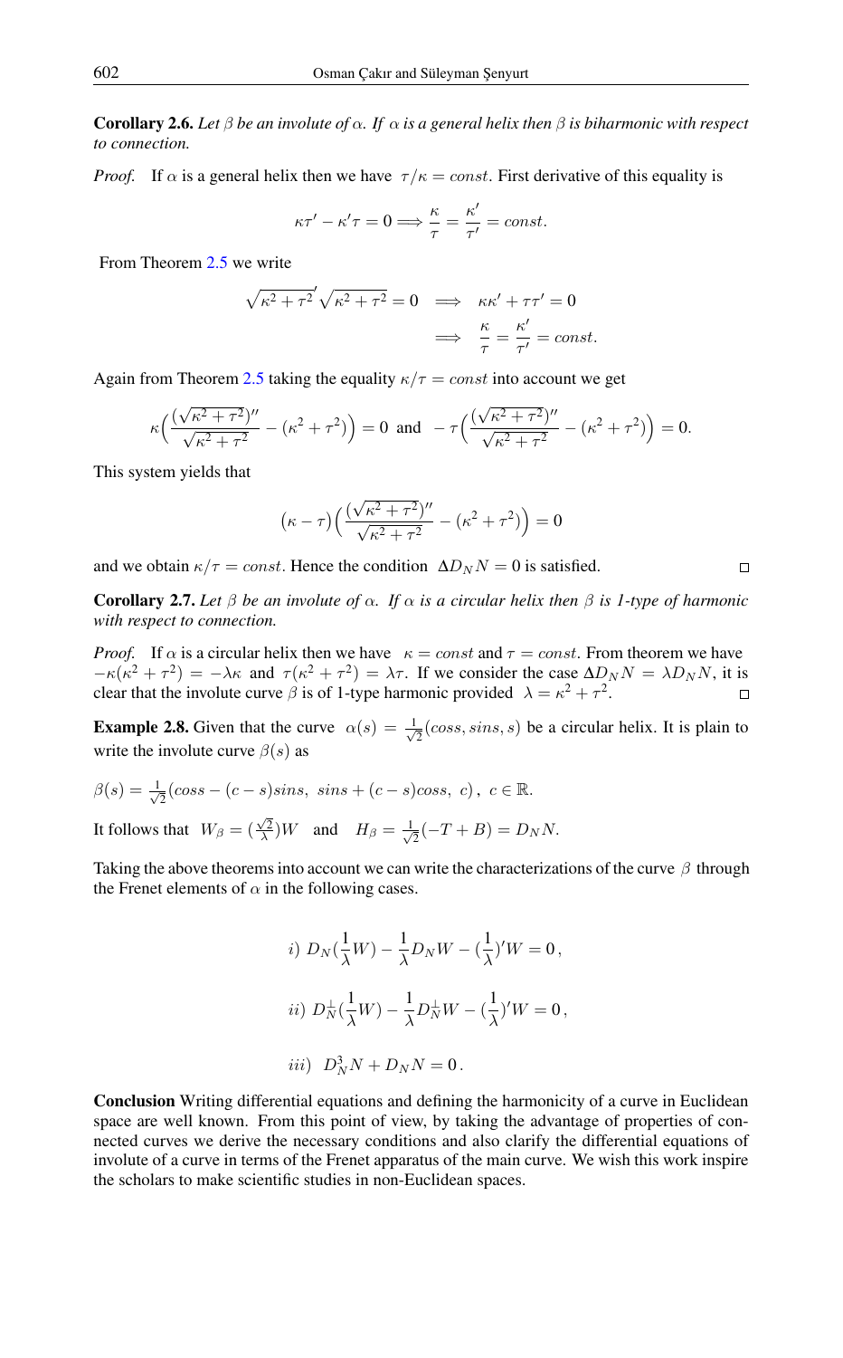**Corollary 2.6.** *Let $\beta$ be an involute of $\alpha$. If $\alpha$ is a general helix then $\beta$ is biharmonic with respect to connection.*

*Proof.* If $\alpha$ is a general helix then we have $\tau/\kappa = const$. First derivative of this equality is

$$\kappa\tau' - \kappa'\tau = 0 \Longrightarrow \frac{\kappa}{\tau} = \frac{\kappa'}{\tau'} = const.$$

From Theorem 2.5 we write

$$\sqrt{\kappa^2+\tau^2}'\sqrt{\kappa^2+\tau^2} = 0 \implies \kappa\kappa' + \tau\tau' = 0$$
$$\implies \frac{\kappa}{\tau} = \frac{\kappa'}{\tau'} = const.$$

Again from Theorem 2.5 taking the equality $\kappa/\tau = const$ into account we get

$$\kappa\Big(\frac{(\sqrt{\kappa^2+\tau^2})''}{\sqrt{\kappa^2+\tau^2}} - (\kappa^2+\tau^2)\Big) = 0 \text{ and } -\tau\Big(\frac{(\sqrt{\kappa^2+\tau^2})''}{\sqrt{\kappa^2+\tau^2}} - (\kappa^2+\tau^2)\Big) = 0.$$

This system yields that

$$(\kappa - \tau)\Big(\frac{(\sqrt{\kappa^2+\tau^2})''}{\sqrt{\kappa^2+\tau^2}} - (\kappa^2+\tau^2)\Big) = 0$$

and we obtain $\kappa/\tau = const$. Hence the condition $\Delta D_N N = 0$ is satisfied. □

**Corollary 2.7.** *Let $\beta$ be an involute of $\alpha$. If $\alpha$ is a circular helix then $\beta$ is 1-type of harmonic with respect to connection.*

*Proof.* If $\alpha$ is a circular helix then we have $\kappa = const$ and $\tau = const$. From theorem we have $-\kappa(\kappa^2+\tau^2) = -\lambda\kappa$ and $\tau(\kappa^2+\tau^2) = \lambda\tau$. If we consider the case $\Delta D_N N = \lambda D_N N$, it is clear that the involute curve $\beta$ is of 1-type harmonic provided $\lambda = \kappa^2+\tau^2$. □

**Example 2.8.** Given that the curve $\alpha(s) = \frac{1}{\sqrt{2}}(coss, sins, s)$ be a circular helix. It is plain to write the involute curve $\beta(s)$ as

$\beta(s) = \frac{1}{\sqrt{2}}(coss - (c-s)sins,\ sins + (c-s)coss,\ c)$, $c \in \mathbb{R}$.

It follows that $W_\beta = (\frac{\sqrt{2}}{\lambda})W$ and $H_\beta = \frac{1}{\sqrt{2}}(-T+B) = D_N N$.

Taking the above theorems into account we can write the characterizations of the curve $\beta$ through the Frenet elements of $\alpha$ in the following cases.

$$i)\ D_N(\frac{1}{\lambda}W) - \frac{1}{\lambda}D_N W - (\frac{1}{\lambda})'W = 0\,,$$

$$ii)\ D_N^{\perp}(\frac{1}{\lambda}W) - \frac{1}{\lambda}D_N^{\perp} W - (\frac{1}{\lambda})'W = 0\,,$$

$$iii)\ \ D_N^3 N + D_N N = 0\,.$$

**Conclusion** Writing differential equations and defining the harmonicity of a curve in Euclidean space are well known. From this point of view, by taking the advantage of properties of connected curves we derive the necessary conditions and also clarify the differential equations of involute of a curve in terms of the Frenet apparatus of the main curve. We wish this work inspire the scholars to make scientific studies in non-Euclidean spaces.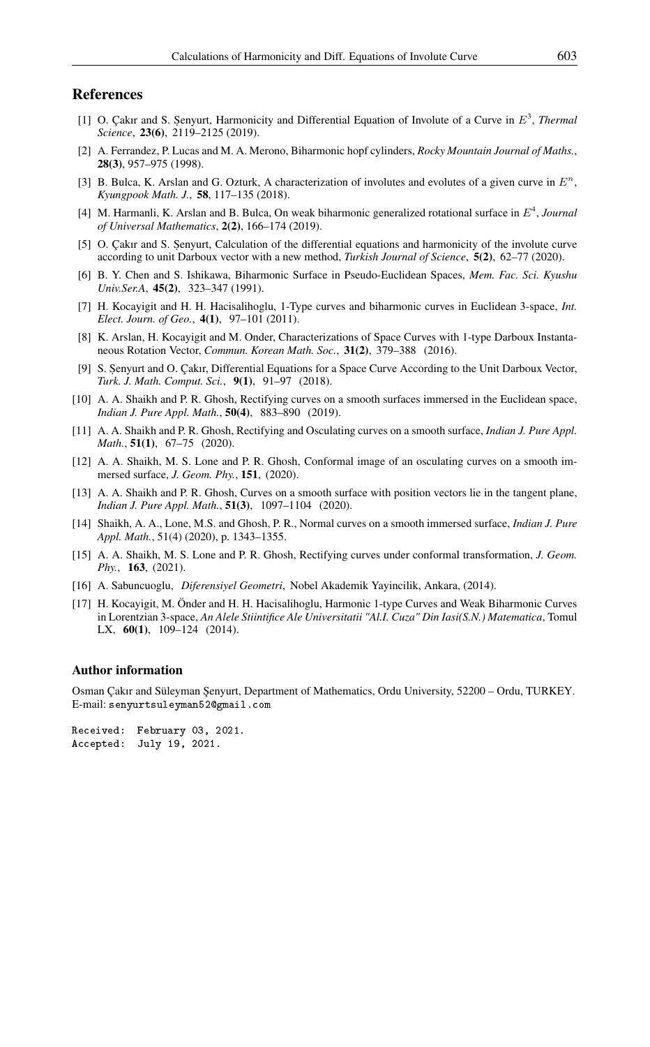## References

[1] O. Çakır and S. Şenyurt, Harmonicity and Differential Equation of Involute of a Curve in $E^3$, *Thermal Science*, **23(6)**, 2119–2125 (2019).

[2] A. Ferrandez, P. Lucas and M. A. Merono, Biharmonic hopf cylinders, *Rocky Mountain Journal of Maths.*, **28(3)**, 957–975 (1998).

[3] B. Bulca, K. Arslan and G. Ozturk, A characterization of involutes and evolutes of a given curve in $E^n$, *Kyungpook Math. J.*, **58**, 117–135 (2018).

[4] M. Harmanli, K. Arslan and B. Bulca, On weak biharmonic generalized rotational surface in $E^4$, *Journal of Universal Mathematics*, **2(2)**, 166–174 (2019).

[5] O. Çakır and S. Şenyurt, Calculation of the differential equations and harmonicity of the involute curve according to unit Darboux vector with a new method, *Turkish Journal of Science*, **5(2)**, 62–77 (2020).

[6] B. Y. Chen and S. Ishikawa, Biharmonic Surface in Pseudo-Euclidean Spaces, *Mem. Fac. Sci. Kyushu Univ.Ser.A*, **45(2)**, 323–347 (1991).

[7] H. Kocayigit and H. H. Hacisalihoglu, 1-Type curves and biharmonic curves in Euclidean 3-space, *Int. Elect. Journ. of Geo.*, **4(1)**, 97–101 (2011).

[8] K. Arslan, H. Kocayigit and M. Onder, Characterizations of Space Curves with 1-type Darboux Instantaneous Rotation Vector, *Commun. Korean Math. Soc.*, **31(2)**, 379–388 (2016).

[9] S. Şenyurt and O. Çakır, Differential Equations for a Space Curve According to the Unit Darboux Vector, *Turk. J. Math. Comput. Sci.*, **9(1)**, 91–97 (2018).

[10] A. A. Shaikh and P. R. Ghosh, Rectifying curves on a smooth surfaces immersed in the Euclidean space, *Indian J. Pure Appl. Math.*, **50(4)**, 883–890 (2019).

[11] A. A. Shaikh and P. R. Ghosh, Rectifying and Osculating curves on a smooth surface, *Indian J. Pure Appl. Math.*, **51(1)**, 67–75 (2020).

[12] A. A. Shaikh, M. S. Lone and P. R. Ghosh, Conformal image of an osculating curves on a smooth immersed surface, *J. Geom. Phy.*, **151**, (2020).

[13] A. A. Shaikh and P. R. Ghosh, Curves on a smooth surface with position vectors lie in the tangent plane, *Indian J. Pure Appl. Math.*, **51(3)**, 1097–1104 (2020).

[14] Shaikh, A. A., Lone, M.S. and Ghosh, P. R., Normal curves on a smooth immersed surface, *Indian J. Pure Appl. Math.*, 51(4) (2020), p. 1343–1355.

[15] A. A. Shaikh, M. S. Lone and P. R. Ghosh, Rectifying curves under conformal transformation, *J. Geom. Phy.*, **163**, (2021).

[16] A. Sabuncuoglu, *Diferensiyel Geometri*, Nobel Akademik Yayincilik, Ankara, (2014).

[17] H. Kocayigit, M. Önder and H. H. Hacisalihoglu, Harmonic 1-type Curves and Weak Biharmonic Curves in Lorentzian 3-space, *An Alele Stiintifice Ale Universitatii "Al.I. Cuza" Din Iasi(S.N.) Matematica*, Tomul LX, **60(1)**, 109–124 (2014).

## Author information

Osman Çakır and Süleyman Şenyurt, Department of Mathematics, Ordu University, 52200 – Ordu, TURKEY.
E-mail: senyurtsuleyman52@gmail.com

Received: February 03, 2021.
Accepted: July 19, 2021.